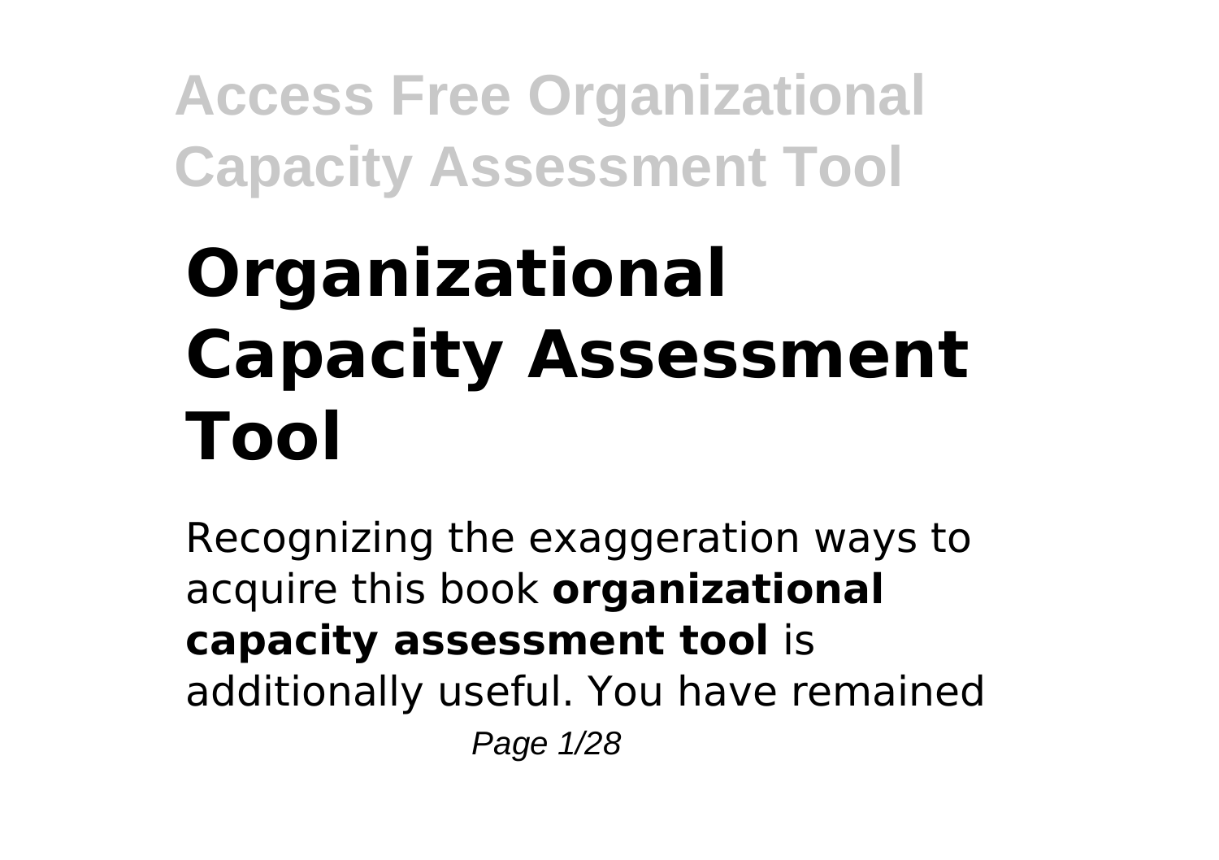# Organizational Capacity Assessment Tool

Recognizing the exaggeration ways to acquire this book **organizational capacity assessment tool** is additionally useful. You have remained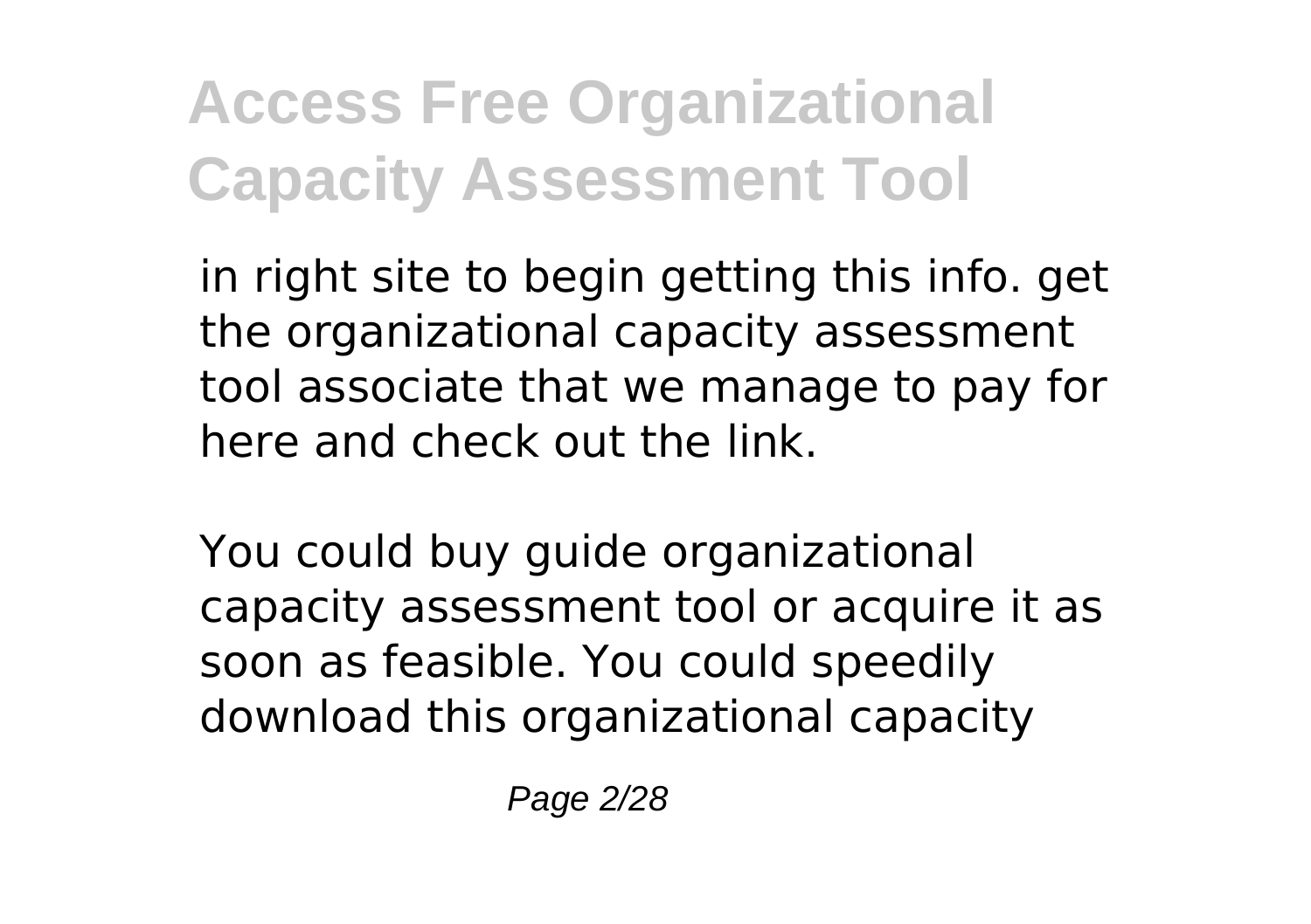in right site to begin getting this info. get the organizational capacity assessment tool associate that we manage to pay for here and check out the link.

You could buy guide organizational capacity assessment tool or acquire it as soon as feasible. You could speedily download this organizational capacity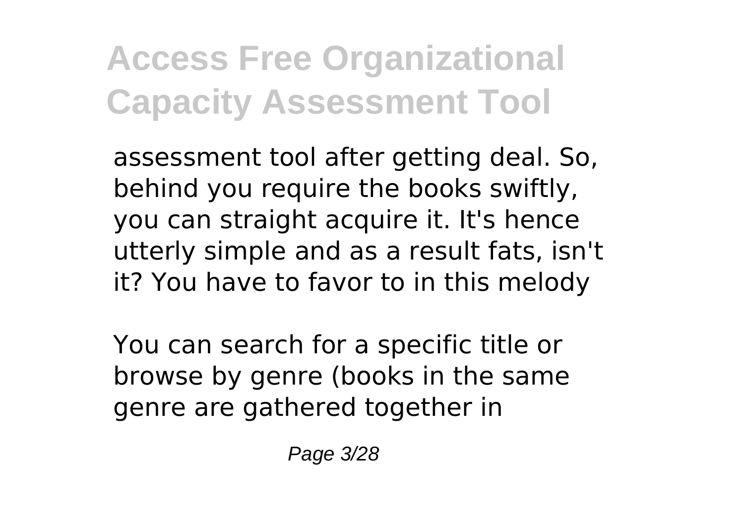assessment tool after getting deal. So, behind you require the books swiftly, you can straight acquire it. It's hence utterly simple and as a result fats, isn't it? You have to favor to in this melody

You can search for a specific title or browse by genre (books in the same genre are gathered together in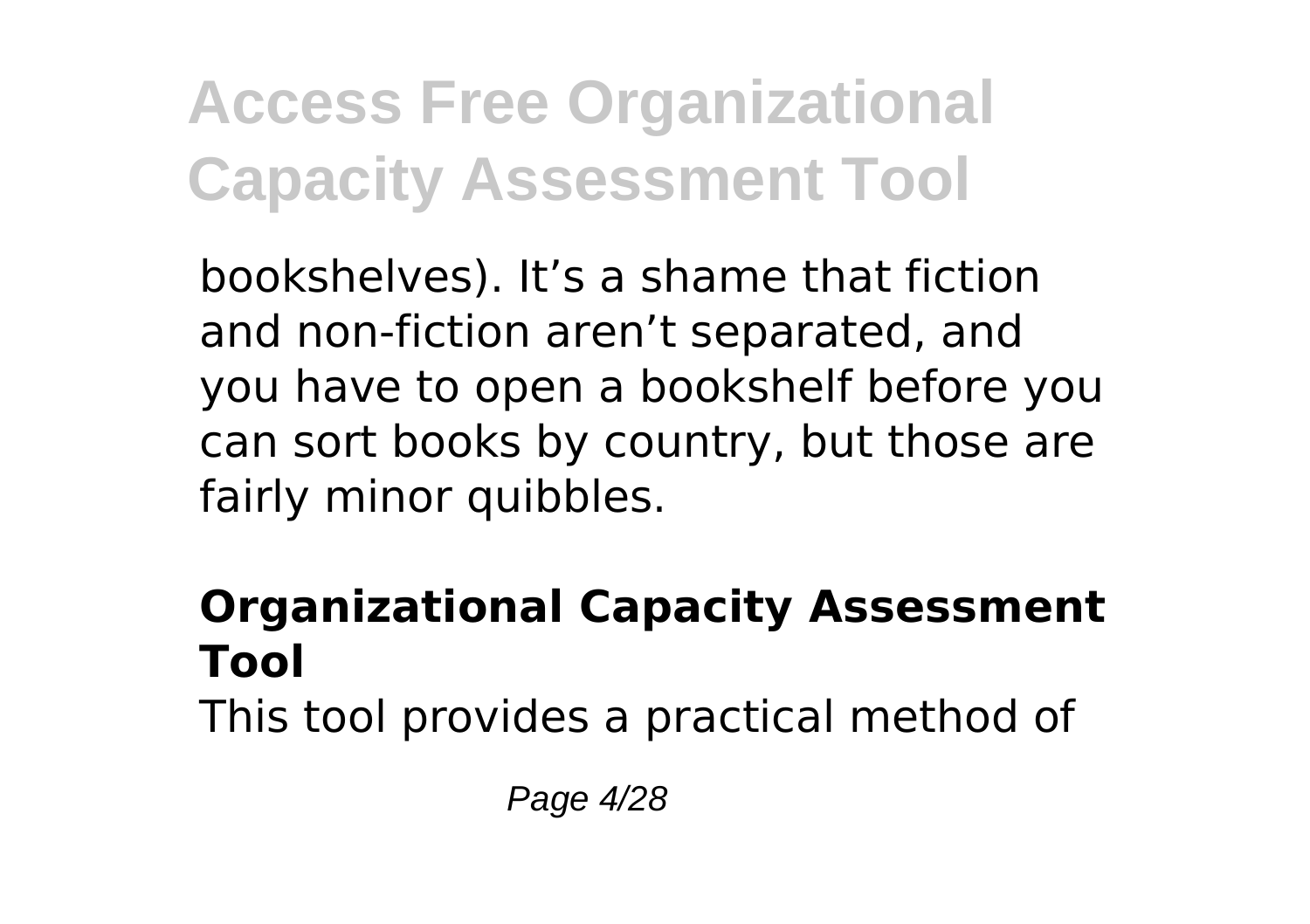bookshelves). It's a shame that fiction and non-fiction aren't separated, and you have to open a bookshelf before you can sort books by country, but those are fairly minor quibbles.

## Organizational Capacity Assessment Tool

This tool provides a practical method of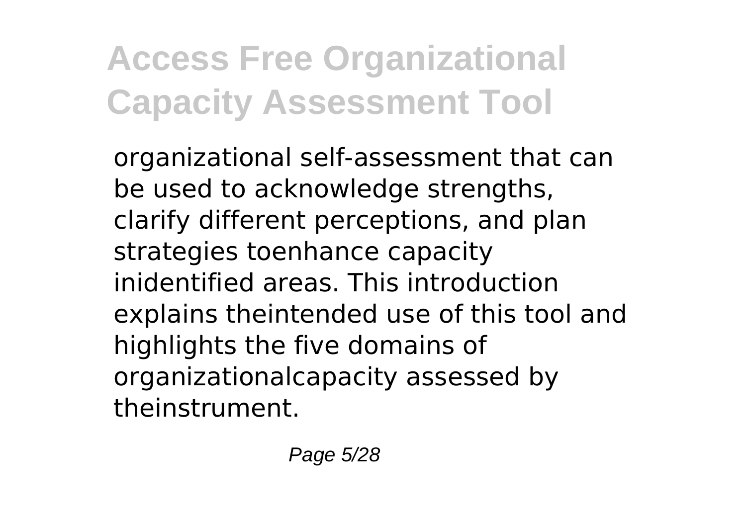organizational self-assessment that can be used to acknowledge strengths, clarify different perceptions, and plan strategies toenhance capacity inidentified areas. This introduction explains theintended use of this tool and highlights the five domains of organizationalcapacity assessed by theinstrument.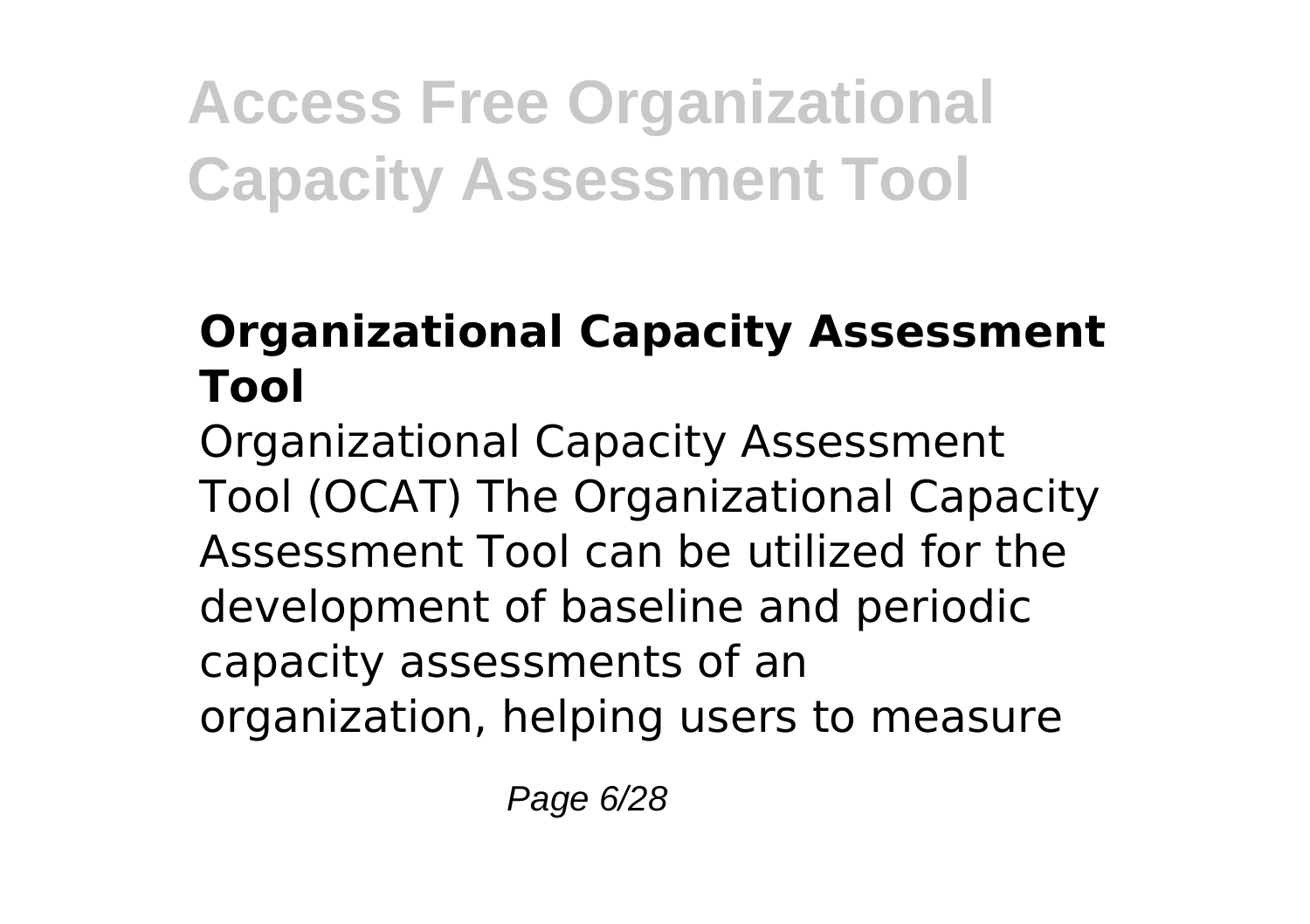## Organizational Capacity Assessment Tool

Organizational Capacity Assessment Tool (OCAT) The Organizational Capacity Assessment Tool can be utilized for the development of baseline and periodic capacity assessments of an organization, helping users to measure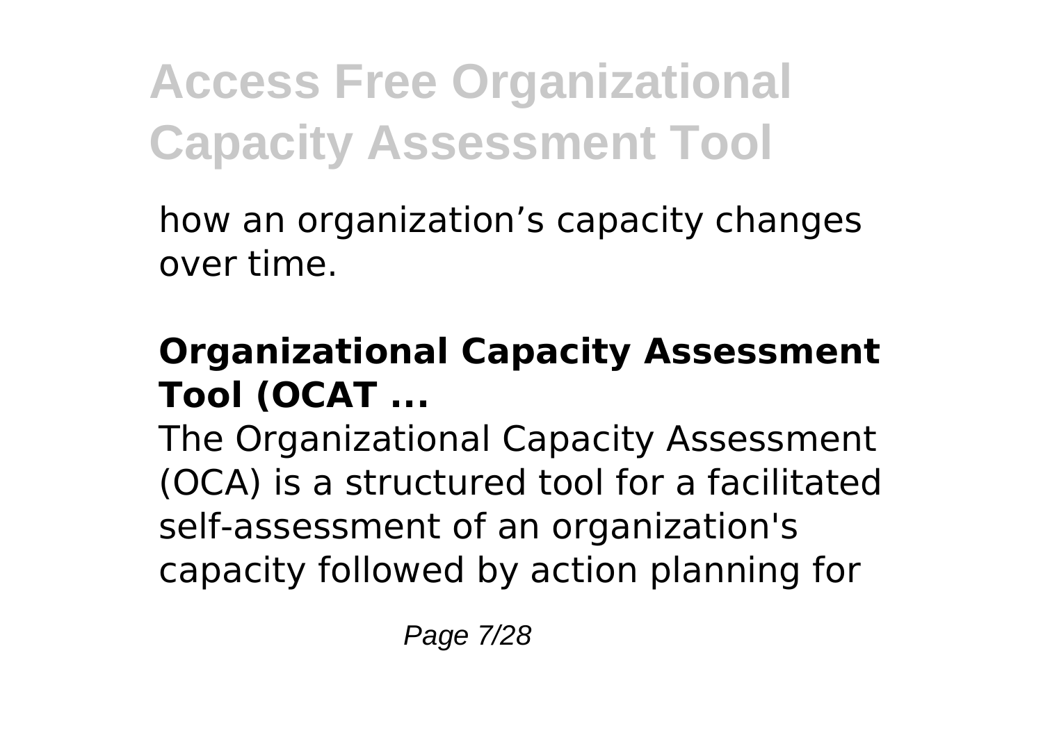how an organization's capacity changes over time.

## Organizational Capacity Assessment Tool (OCAT ...

The Organizational Capacity Assessment (OCA) is a structured tool for a facilitated self-assessment of an organization's capacity followed by action planning for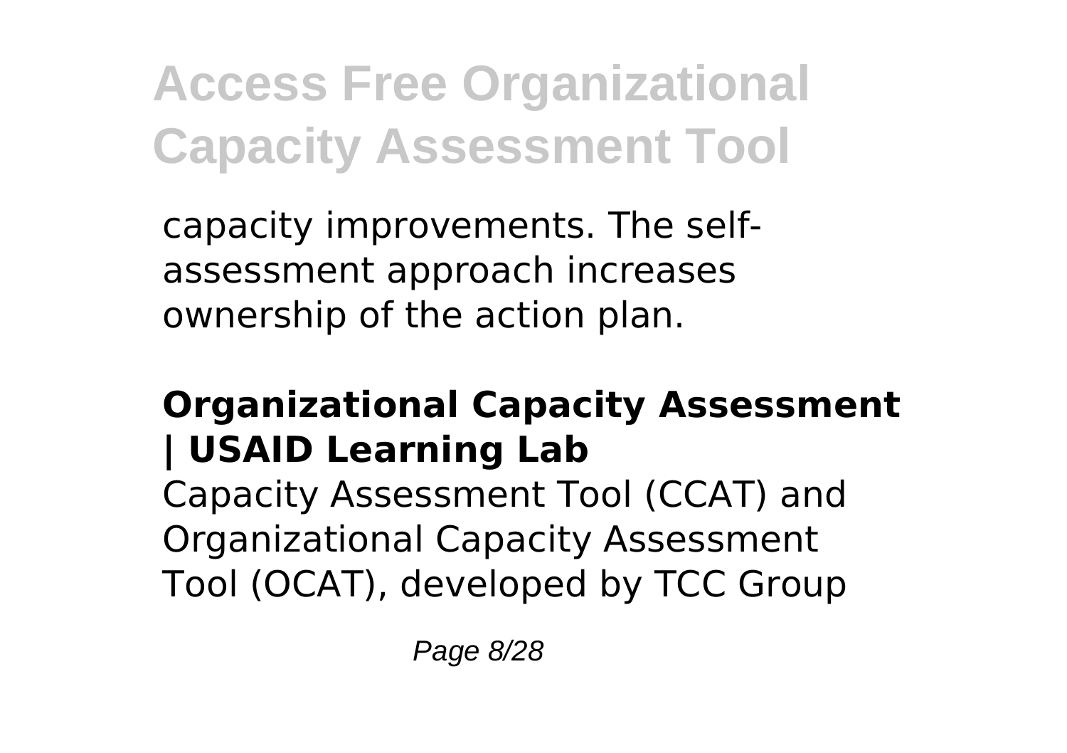capacity improvements. The self-assessment approach increases ownership of the action plan.

### Organizational Capacity Assessment | USAID Learning Lab

Capacity Assessment Tool (CCAT) and Organizational Capacity Assessment Tool (OCAT), developed by TCC Group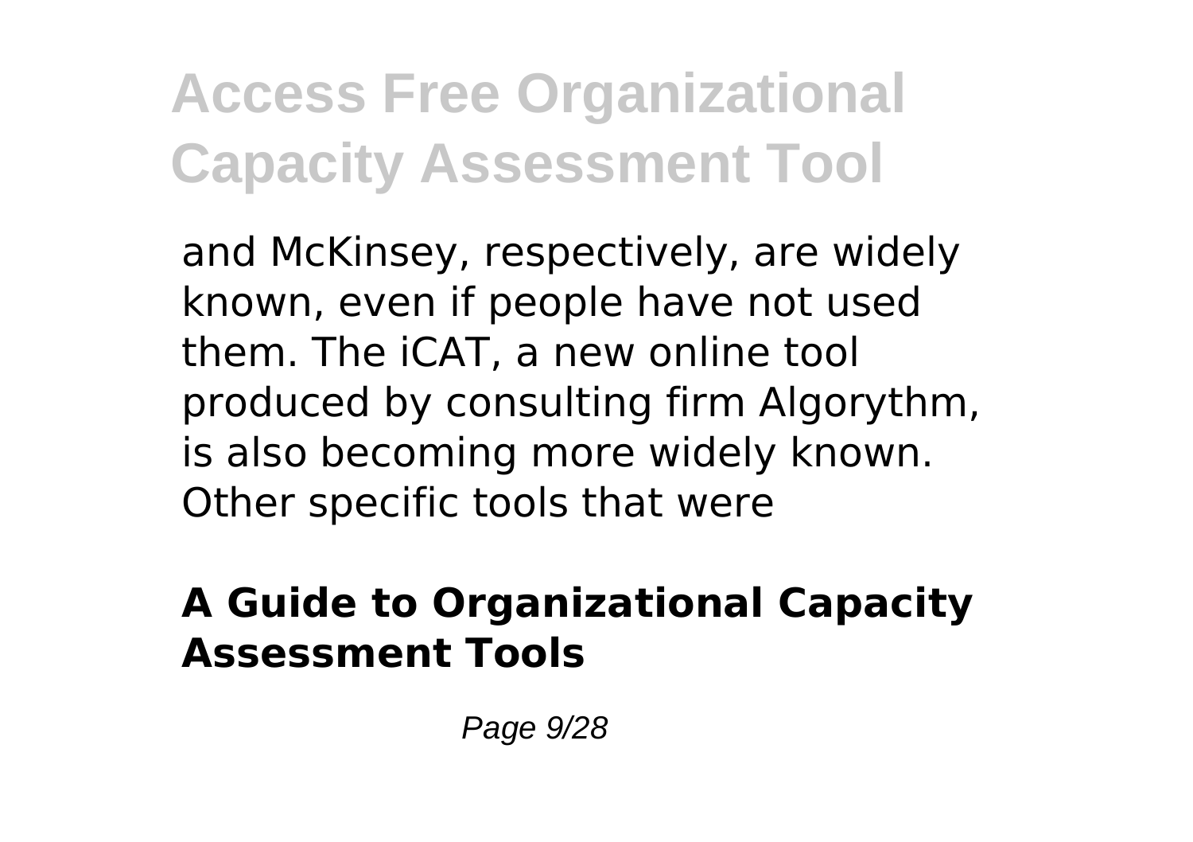and McKinsey, respectively, are widely known, even if people have not used them. The iCAT, a new online tool produced by consulting firm Algorythm, is also becoming more widely known. Other specific tools that were

**A Guide to Organizational Capacity Assessment Tools**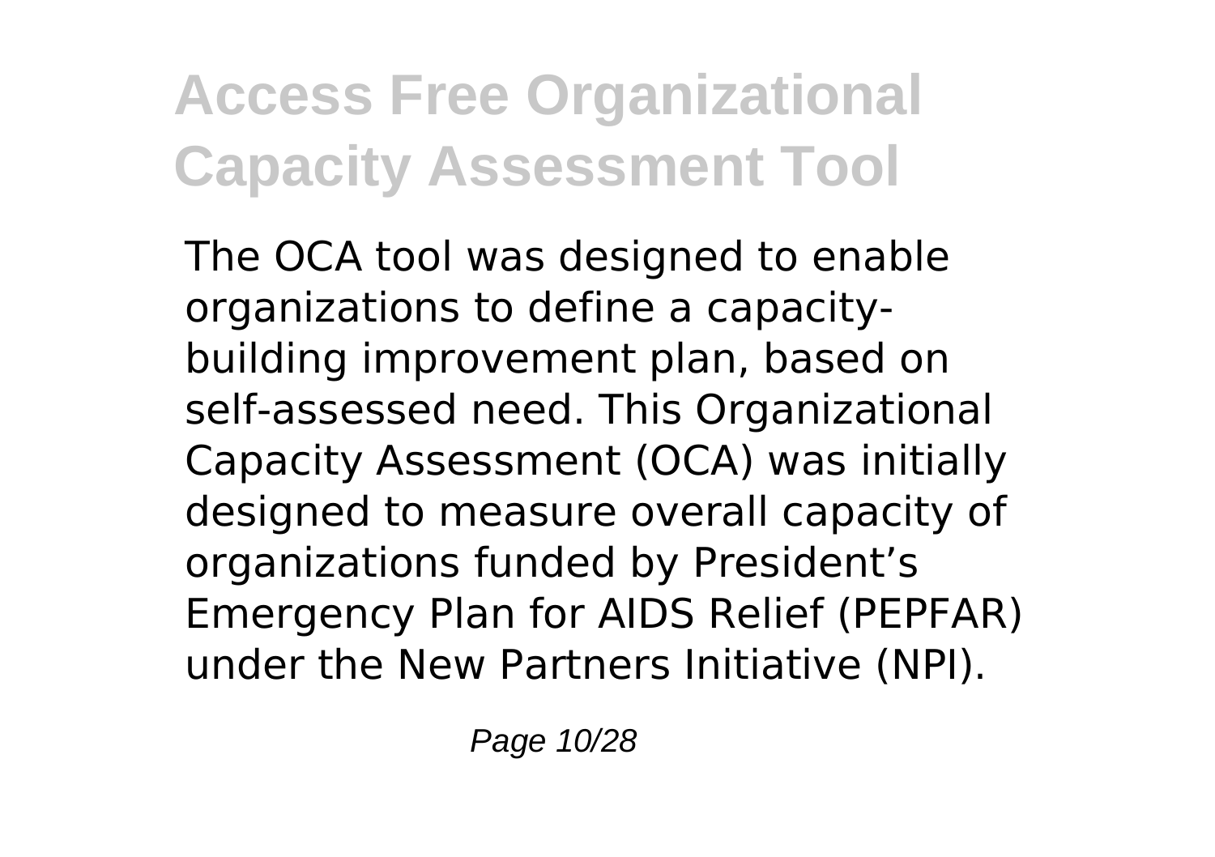The OCA tool was designed to enable organizations to define a capacity-building improvement plan, based on self-assessed need. This Organizational Capacity Assessment (OCA) was initially designed to measure overall capacity of organizations funded by President's Emergency Plan for AIDS Relief (PEPFAR) under the New Partners Initiative (NPI).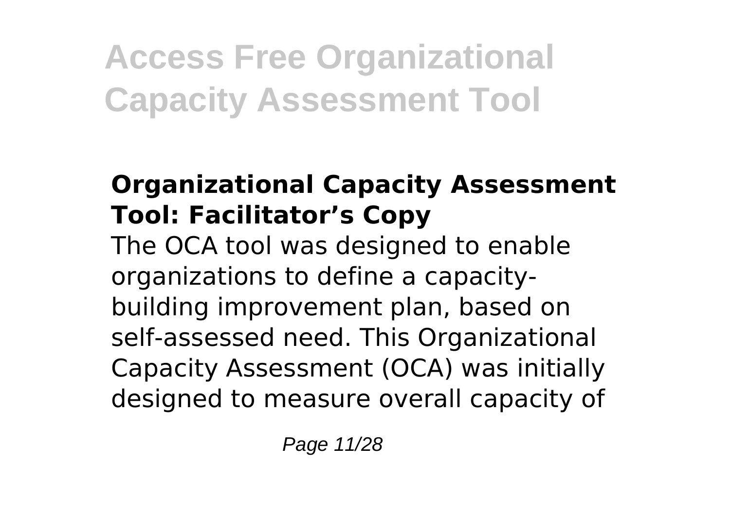### Organizational Capacity Assessment Tool: Facilitator's Copy

The OCA tool was designed to enable organizations to define a capacity-building improvement plan, based on self-assessed need. This Organizational Capacity Assessment (OCA) was initially designed to measure overall capacity of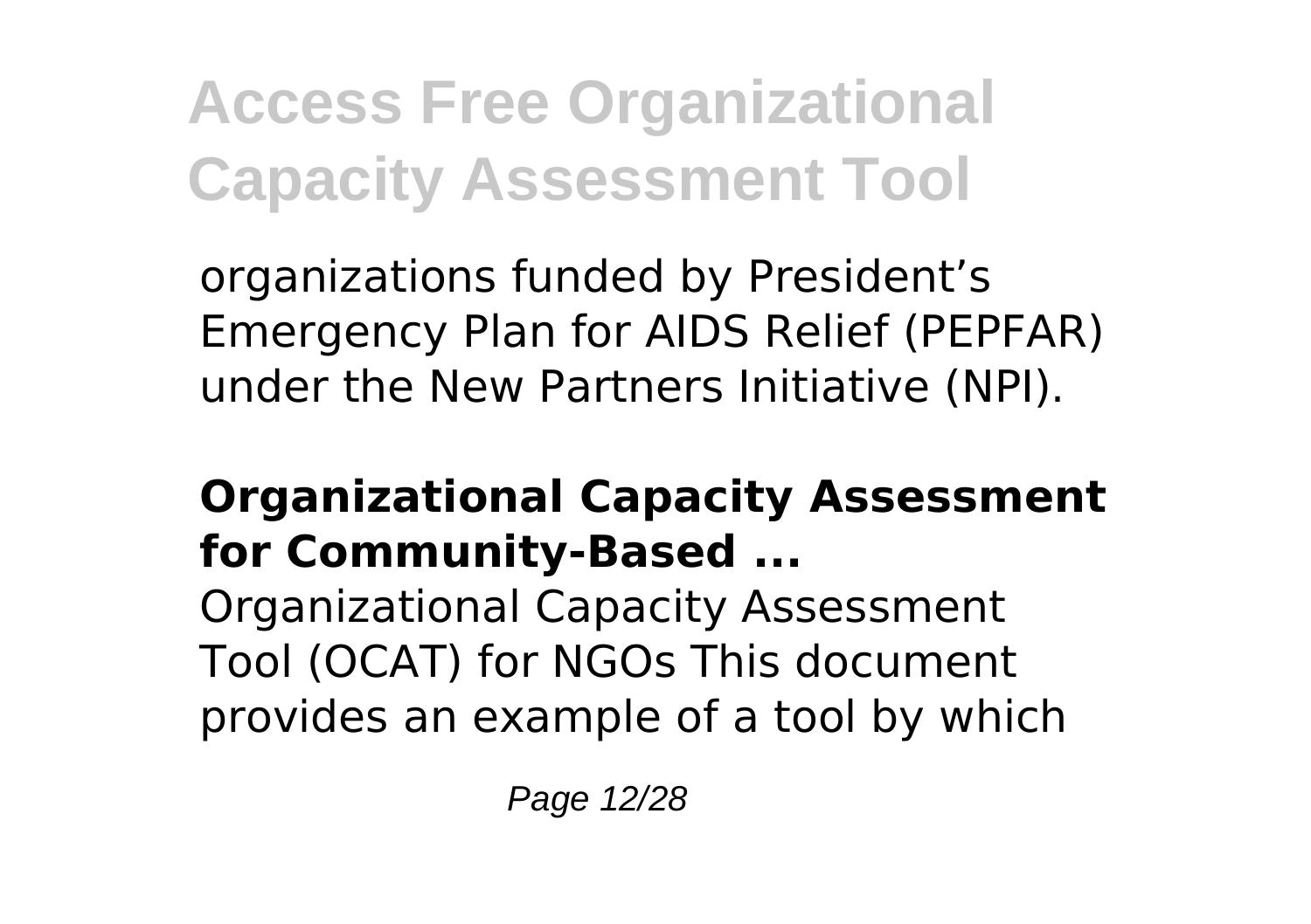organizations funded by President's Emergency Plan for AIDS Relief (PEPFAR) under the New Partners Initiative (NPI).

### Organizational Capacity Assessment for Community-Based ...

Organizational Capacity Assessment Tool (OCAT) for NGOs This document provides an example of a tool by which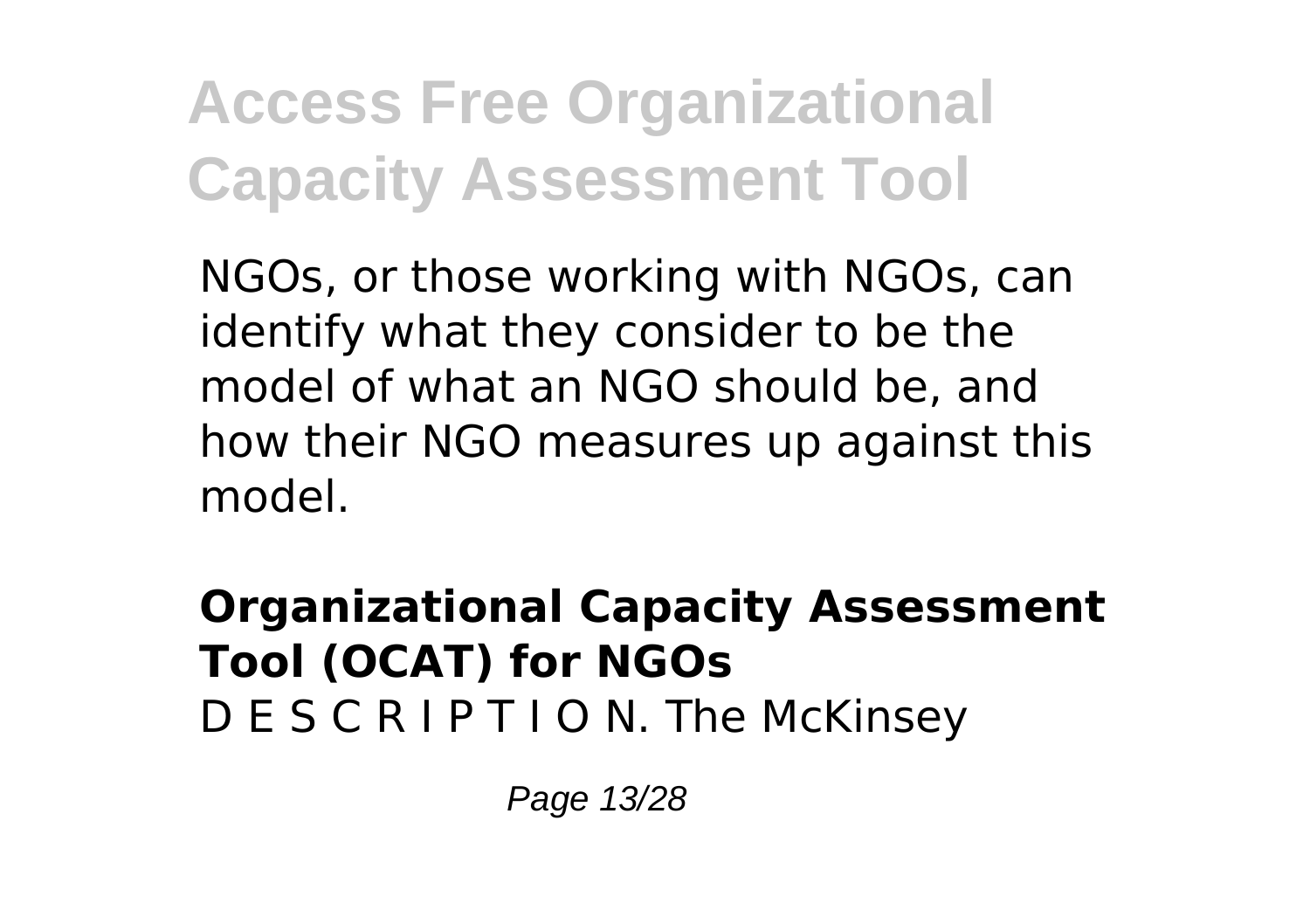NGOs, or those working with NGOs, can identify what they consider to be the model of what an NGO should be, and how their NGO measures up against this model.

**Organizational Capacity Assessment Tool (OCAT) for NGOs**
D E S C R I P T I O N. The McKinsey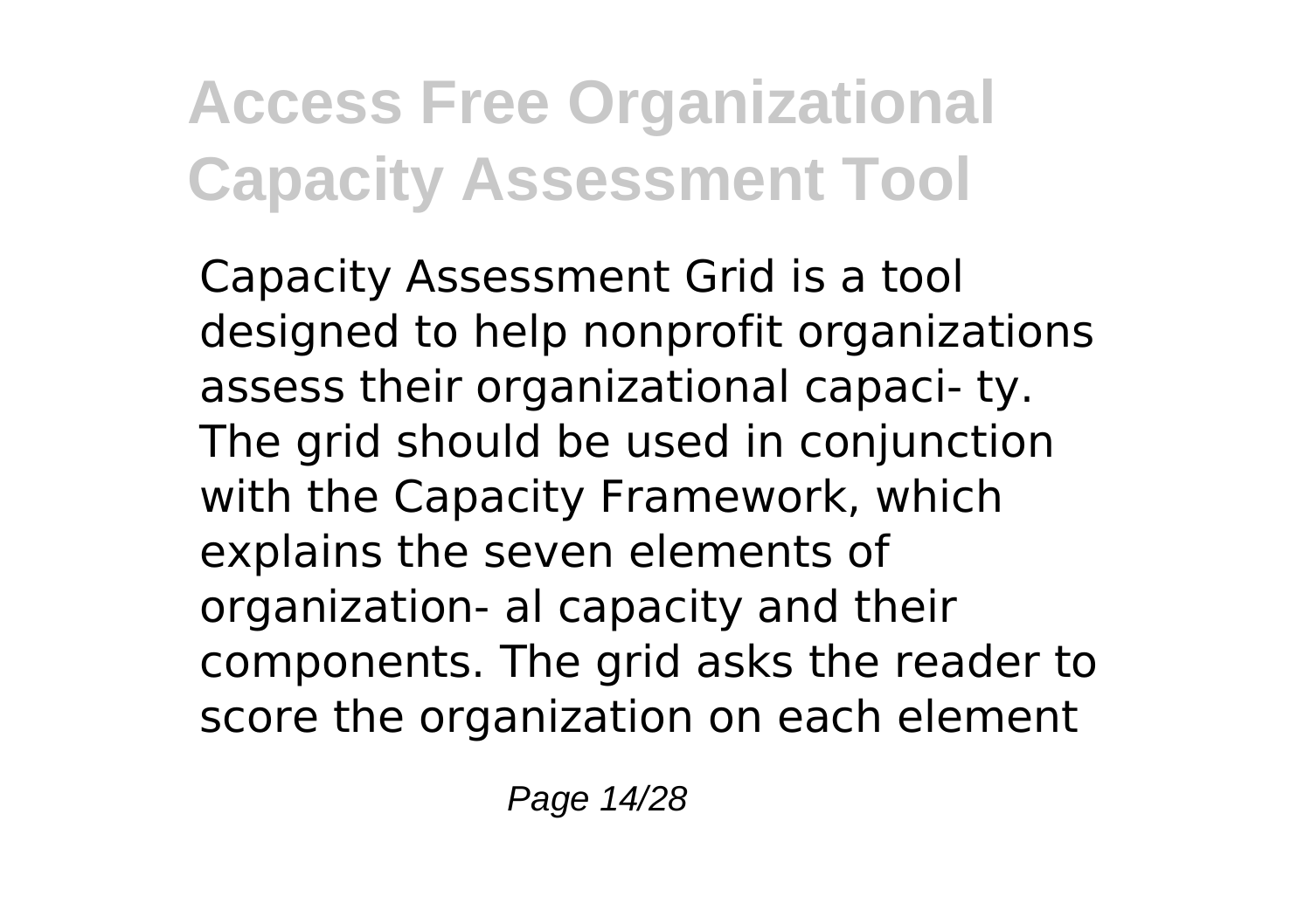Capacity Assessment Grid is a tool designed to help nonprofit organizations assess their organizational capaci- ty. The grid should be used in conjunction with the Capacity Framework, which explains the seven elements of organization- al capacity and their components. The grid asks the reader to score the organization on each element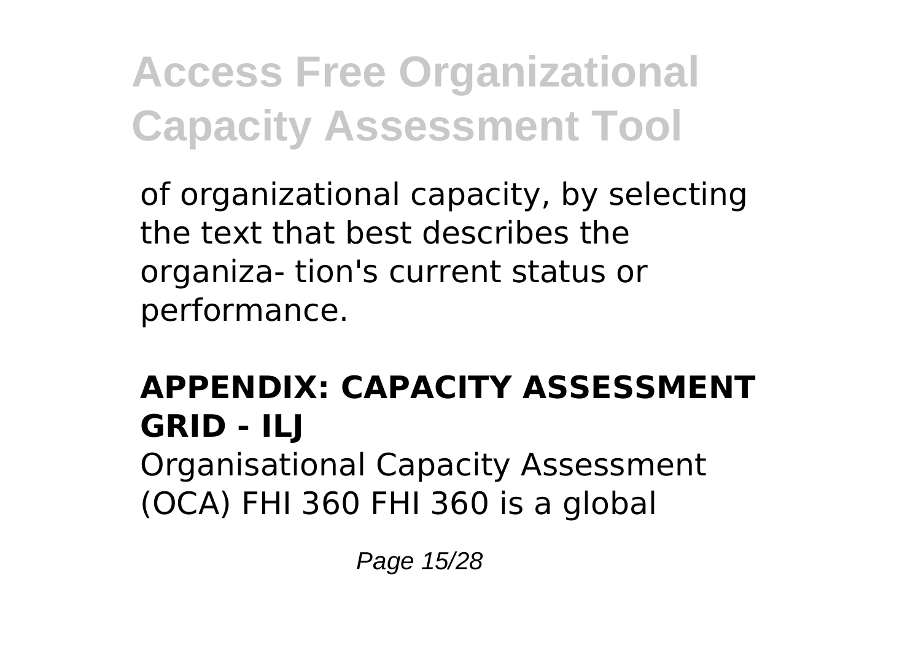of organizational capacity, by selecting the text that best describes the organiza- tion's current status or performance.

## APPENDIX: CAPACITY ASSESSMENT GRID - ILJ

Organisational Capacity Assessment (OCA) FHI 360 FHI 360 is a global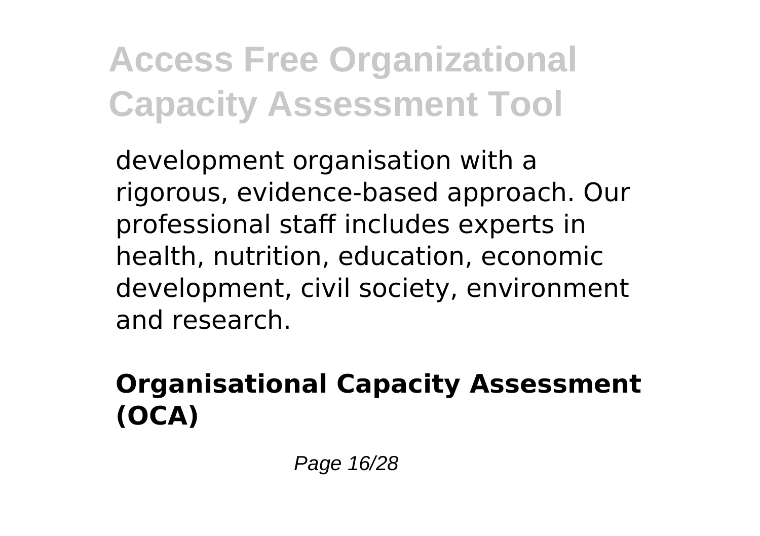development organisation with a rigorous, evidence-based approach. Our professional staff includes experts in health, nutrition, education, economic development, civil society, environment and research.

## Organisational Capacity Assessment (OCA)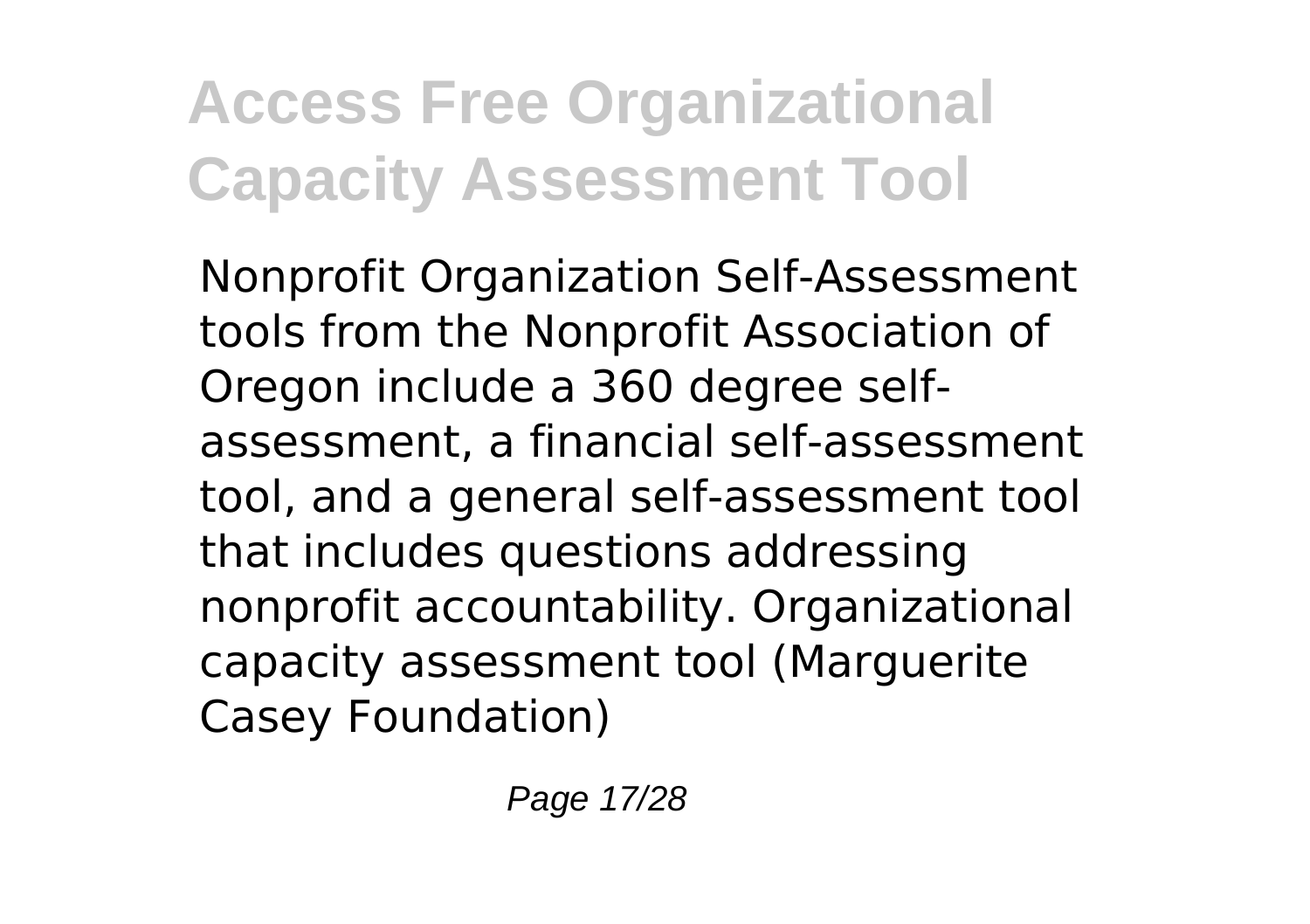Nonprofit Organization Self-Assessment tools from the Nonprofit Association of Oregon include a 360 degree self-assessment, a financial self-assessment tool, and a general self-assessment tool that includes questions addressing nonprofit accountability. Organizational capacity assessment tool (Marguerite Casey Foundation)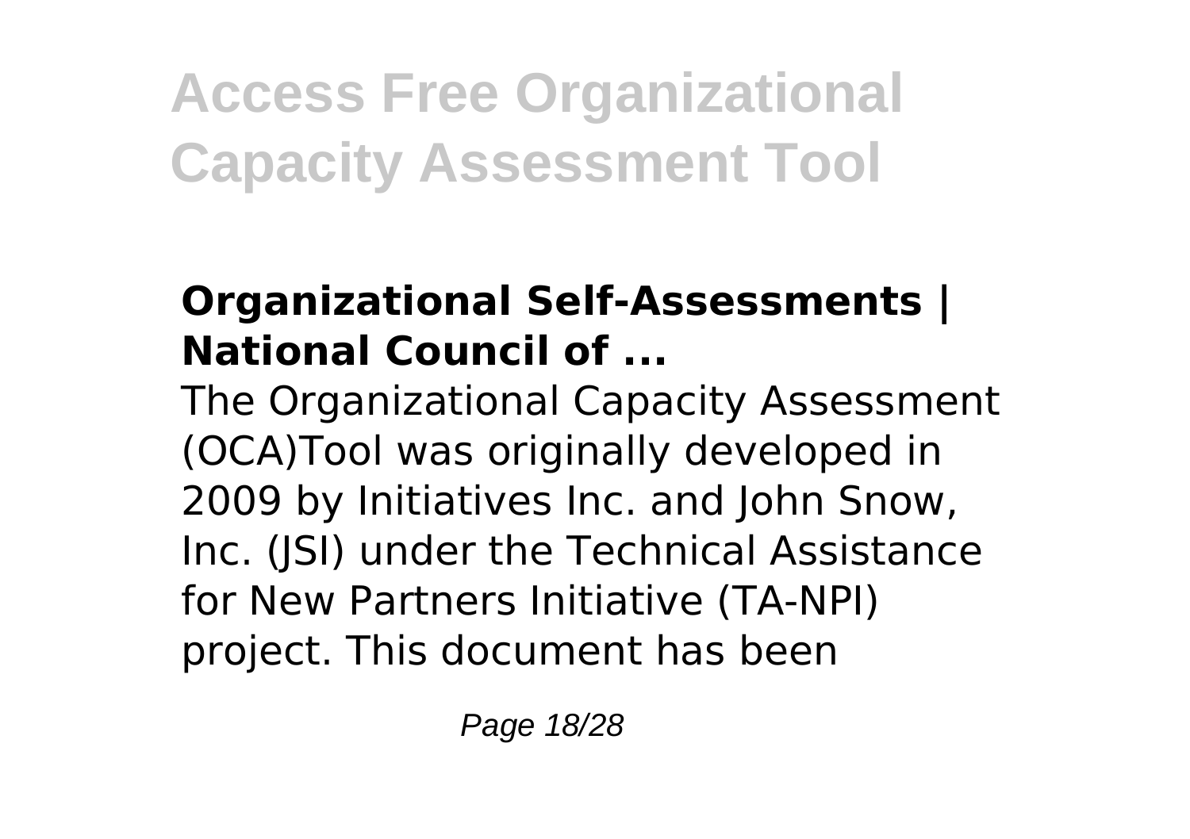## Organizational Self-Assessments | National Council of ...

The Organizational Capacity Assessment (OCA)Tool was originally developed in 2009 by Initiatives Inc. and John Snow, Inc. (JSI) under the Technical Assistance for New Partners Initiative (TA-NPI) project. This document has been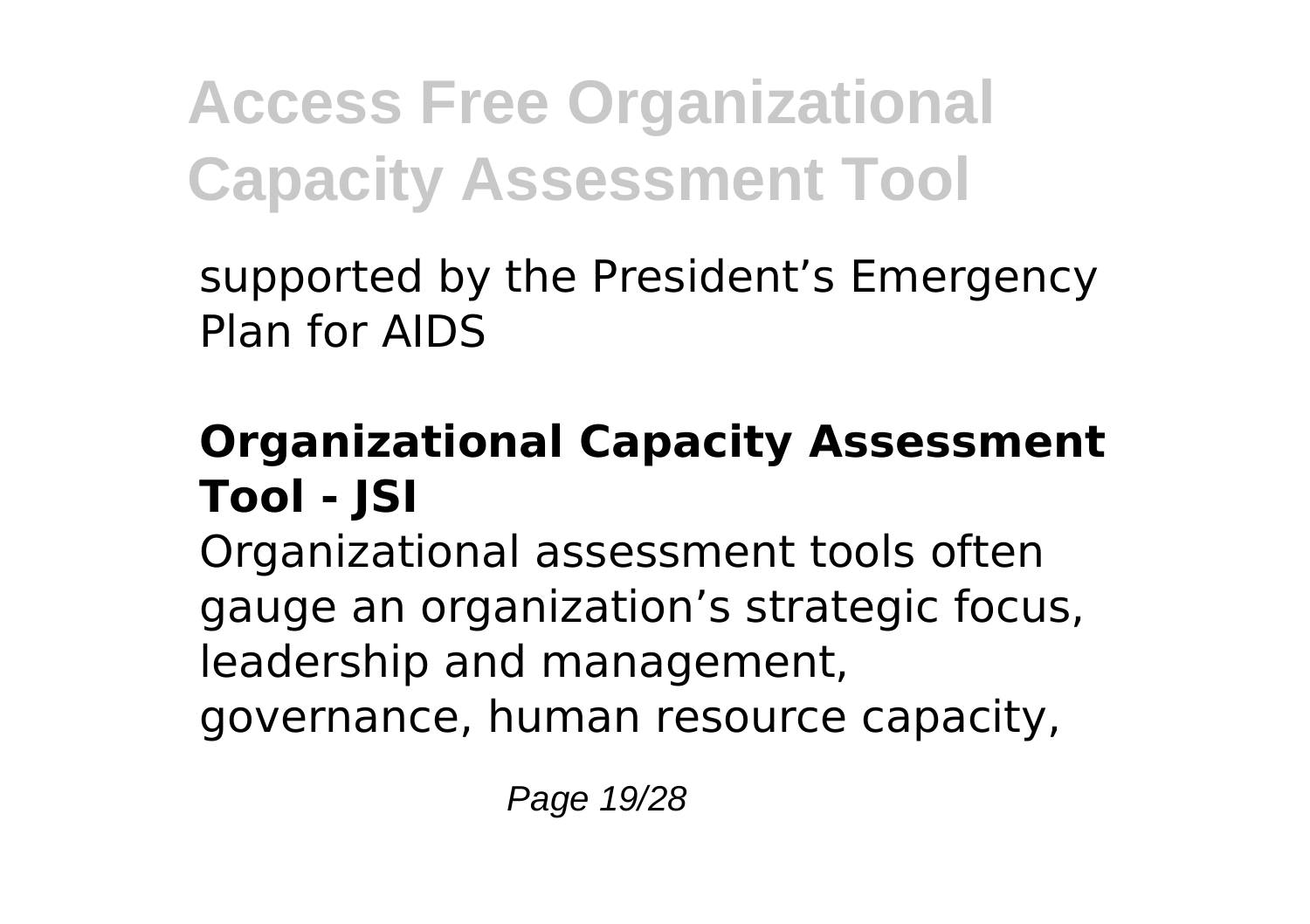supported by the President’s Emergency Plan for AIDS

## Organizational Capacity Assessment Tool - JSI

Organizational assessment tools often gauge an organization’s strategic focus, leadership and management, governance, human resource capacity,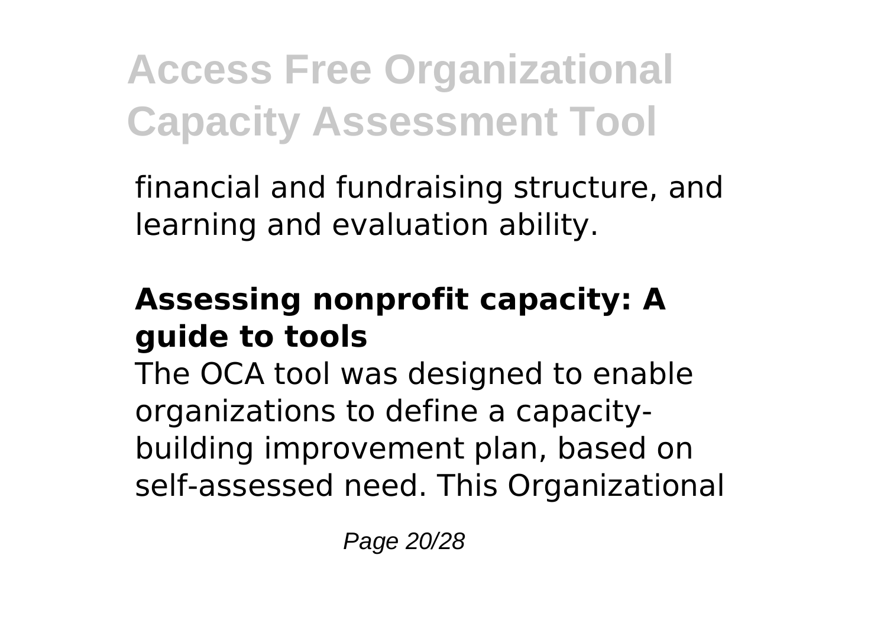financial and fundraising structure, and learning and evaluation ability.

### Assessing nonprofit capacity: A guide to tools

The OCA tool was designed to enable organizations to define a capacity-building improvement plan, based on self-assessed need. This Organizational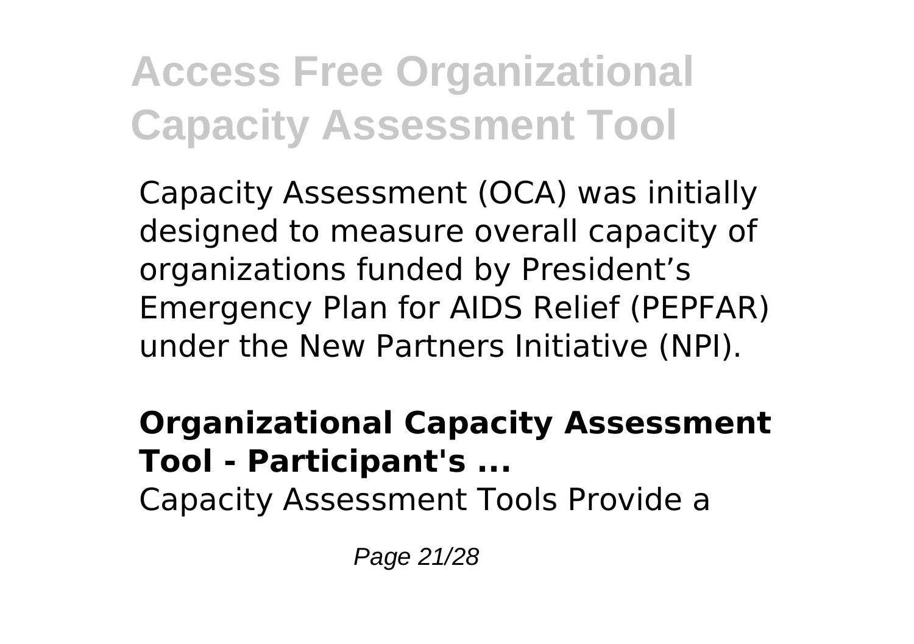Capacity Assessment (OCA) was initially designed to measure overall capacity of organizations funded by President's Emergency Plan for AIDS Relief (PEPFAR) under the New Partners Initiative (NPI).

**Organizational Capacity Assessment Tool - Participant's ...**

Capacity Assessment Tools Provide a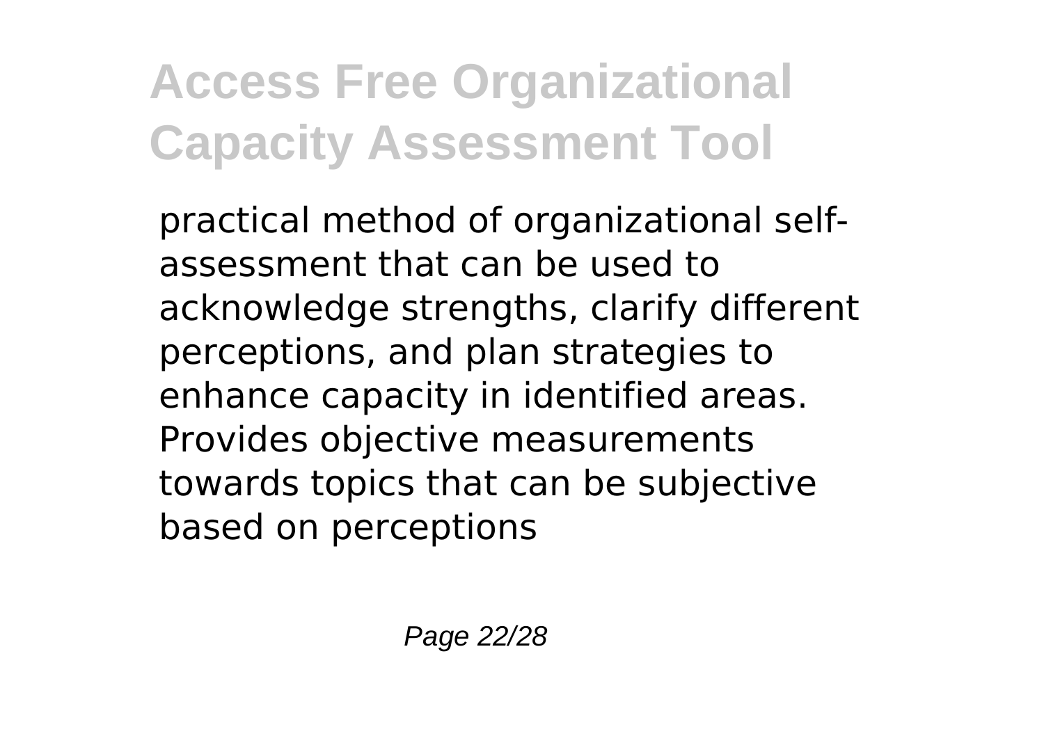practical method of organizational self-assessment that can be used to acknowledge strengths, clarify different perceptions, and plan strategies to enhance capacity in identified areas. Provides objective measurements towards topics that can be subjective based on perceptions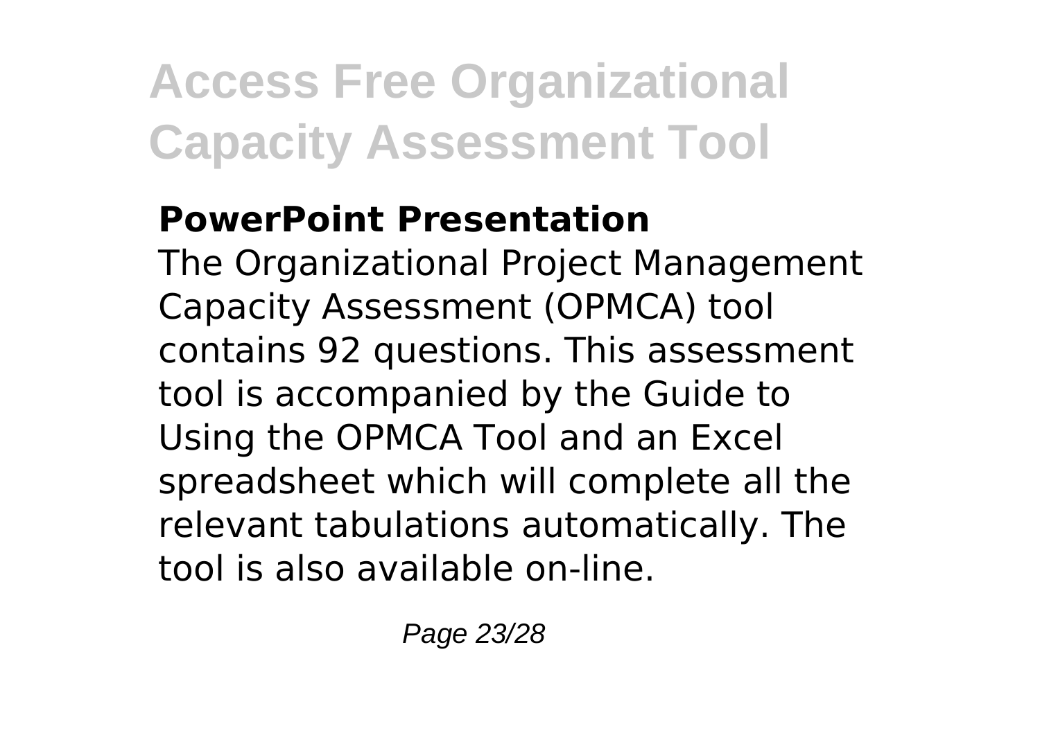**PowerPoint Presentation**

The Organizational Project Management Capacity Assessment (OPMCA) tool contains 92 questions. This assessment tool is accompanied by the Guide to Using the OPMCA Tool and an Excel spreadsheet which will complete all the relevant tabulations automatically. The tool is also available on-line.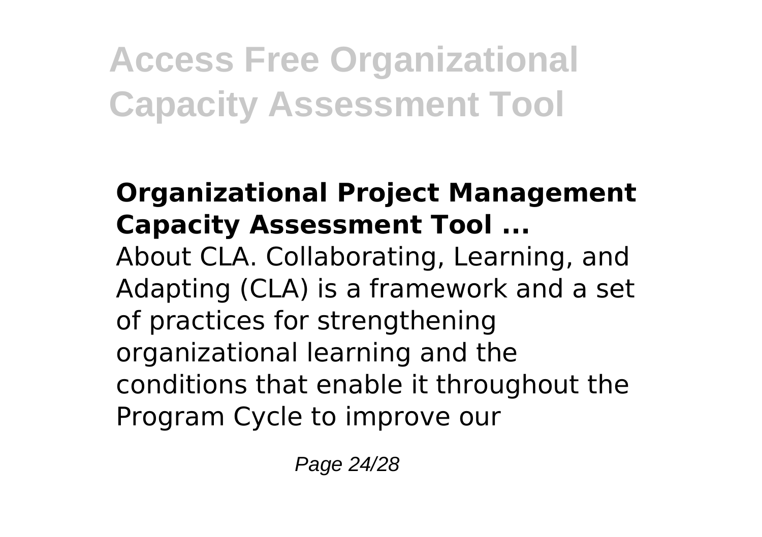**Organizational Project Management Capacity Assessment Tool ...**

About CLA. Collaborating, Learning, and Adapting (CLA) is a framework and a set of practices for strengthening organizational learning and the conditions that enable it throughout the Program Cycle to improve our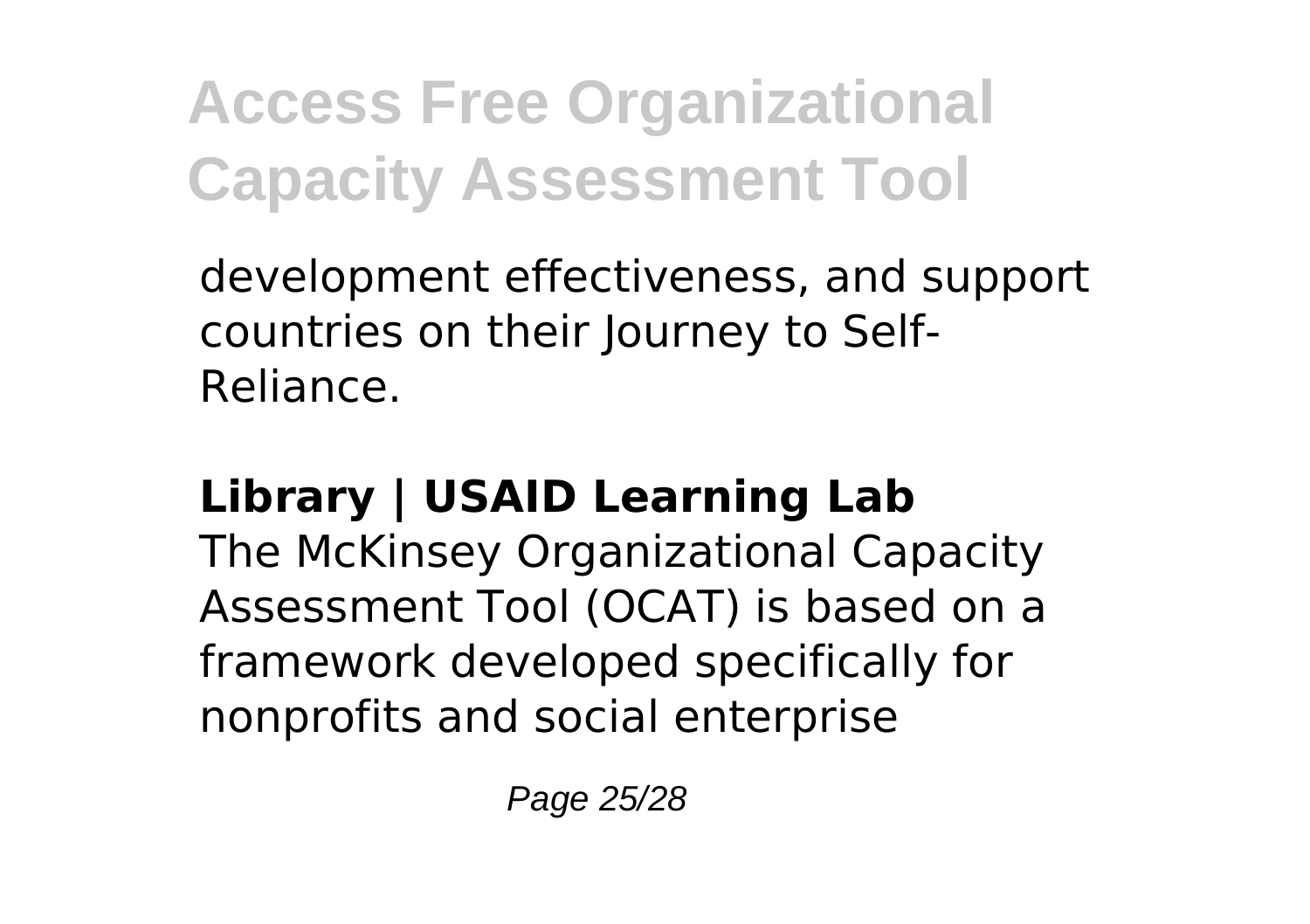development effectiveness, and support countries on their Journey to Self-Reliance.

**Library | USAID Learning Lab**
The McKinsey Organizational Capacity Assessment Tool (OCAT) is based on a framework developed specifically for nonprofits and social enterprise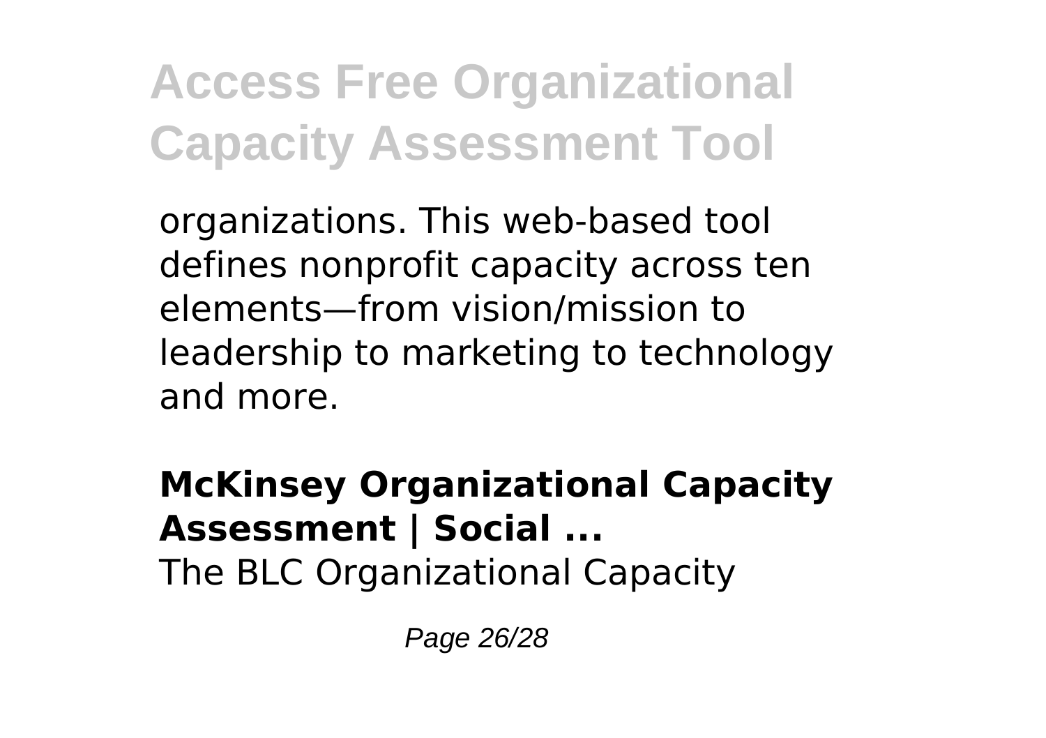organizations. This web-based tool defines nonprofit capacity across ten elements—from vision/mission to leadership to marketing to technology and more.

**McKinsey Organizational Capacity Assessment | Social ...**

The BLC Organizational Capacity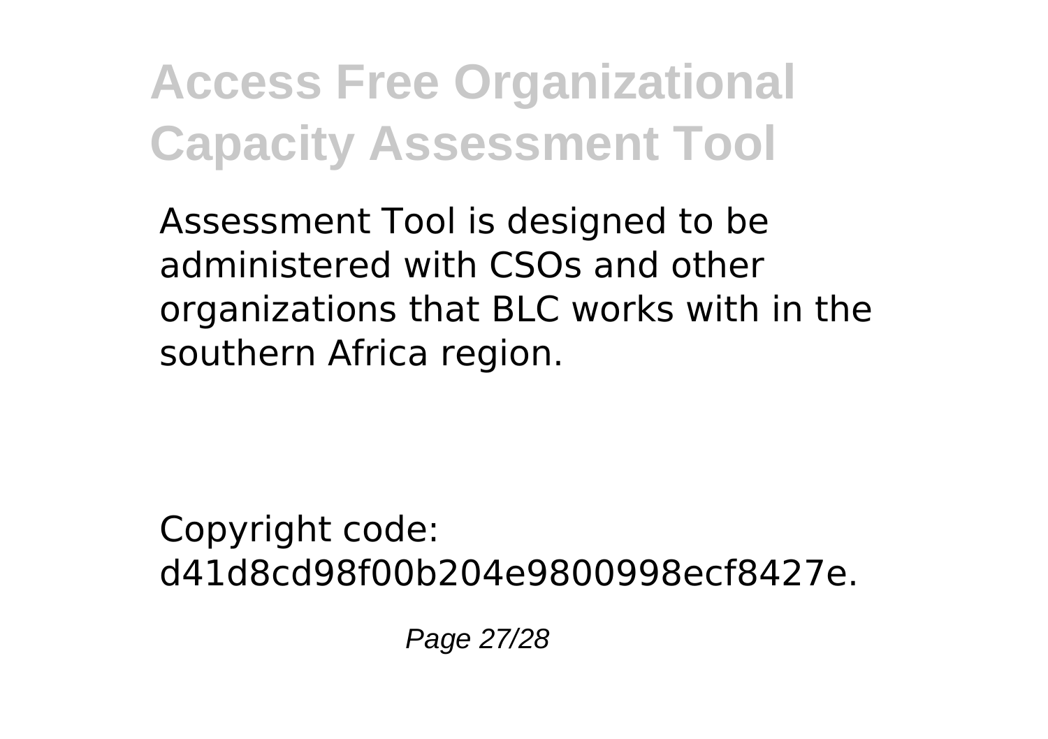Assessment Tool is designed to be administered with CSOs and other organizations that BLC works with in the southern Africa region.

Copyright code: d41d8cd98f00b204e9800998ecf8427e.